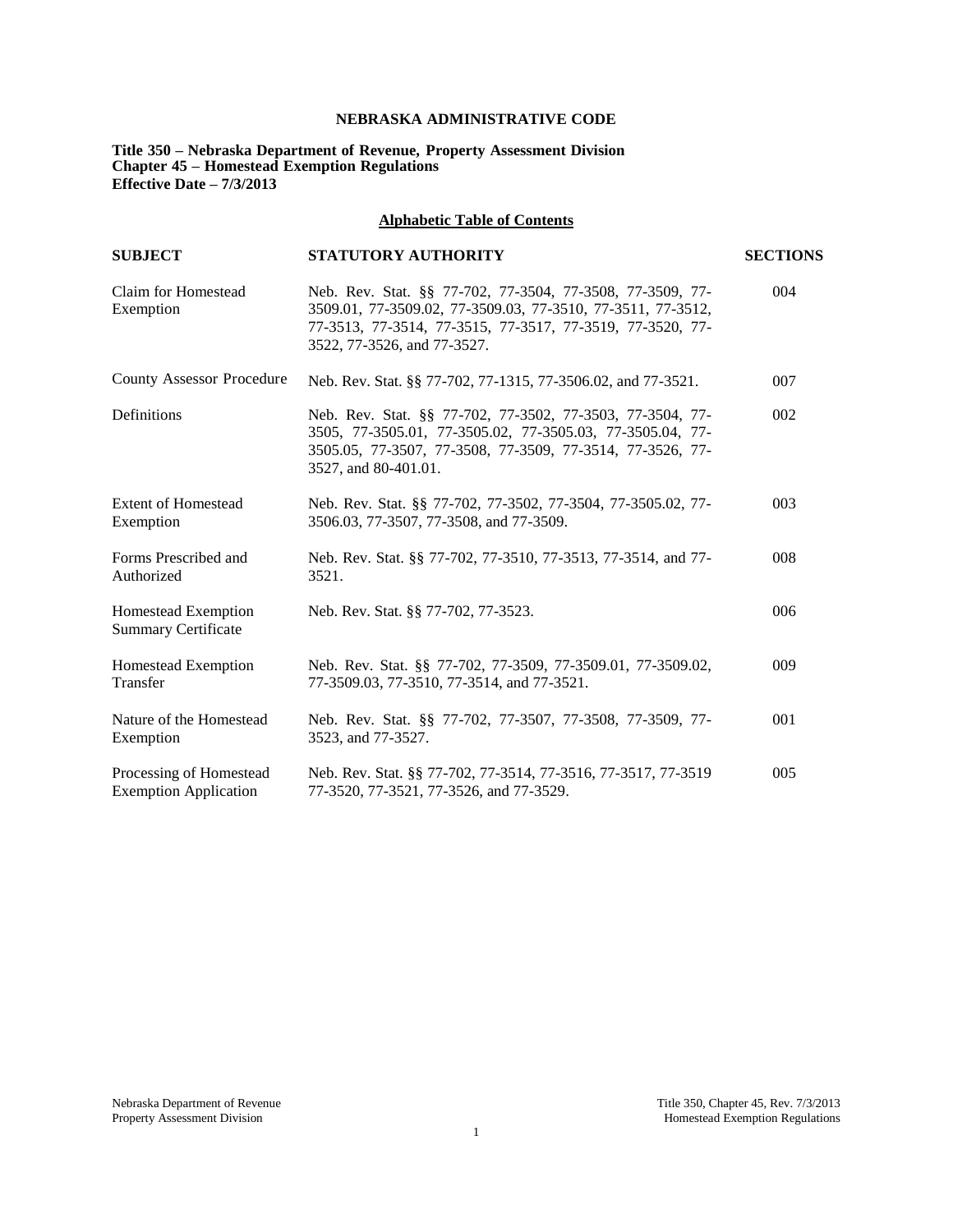# NEBRASKA ADMINISTRATIVE CODE

**Title 350 – Nebraska Department of Revenue, Property Assessment Division**
**Chapter 45 – Homestead Exemption Regulations**
**Effective Date – 7/3/2013**

## Alphabetic Table of Contents

| SUBJECT | STATUTORY AUTHORITY | SECTIONS |
| --- | --- | --- |
| Claim for Homestead Exemption | Neb. Rev. Stat. §§ 77-702, 77-3504, 77-3508, 77-3509, 77-3509.01, 77-3509.02, 77-3509.03, 77-3510, 77-3511, 77-3512, 77-3513, 77-3514, 77-3515, 77-3517, 77-3519, 77-3520, 77-3522, 77-3526, and 77-3527. | 004 |
| County Assessor Procedure | Neb. Rev. Stat. §§ 77-702, 77-1315, 77-3506.02, and 77-3521. | 007 |
| Definitions | Neb. Rev. Stat. §§ 77-702, 77-3502, 77-3503, 77-3504, 77-3505, 77-3505.01, 77-3505.02, 77-3505.03, 77-3505.04, 77-3505.05, 77-3507, 77-3508, 77-3509, 77-3514, 77-3526, 77-3527, and 80-401.01. | 002 |
| Extent of Homestead Exemption | Neb. Rev. Stat. §§ 77-702, 77-3502, 77-3504, 77-3505.02, 77-3506.03, 77-3507, 77-3508, and 77-3509. | 003 |
| Forms Prescribed and Authorized | Neb. Rev. Stat. §§ 77-702, 77-3510, 77-3513, 77-3514, and 77-3521. | 008 |
| Homestead Exemption Summary Certificate | Neb. Rev. Stat. §§ 77-702, 77-3523. | 006 |
| Homestead Exemption Transfer | Neb. Rev. Stat. §§ 77-702, 77-3509, 77-3509.01, 77-3509.02, 77-3509.03, 77-3510, 77-3514, and 77-3521. | 009 |
| Nature of the Homestead Exemption | Neb. Rev. Stat. §§ 77-702, 77-3507, 77-3508, 77-3509, 77-3523, and 77-3527. | 001 |
| Processing of Homestead Exemption Application | Neb. Rev. Stat. §§ 77-702, 77-3514, 77-3516, 77-3517, 77-3519 77-3520, 77-3521, 77-3526, and 77-3529. | 005 |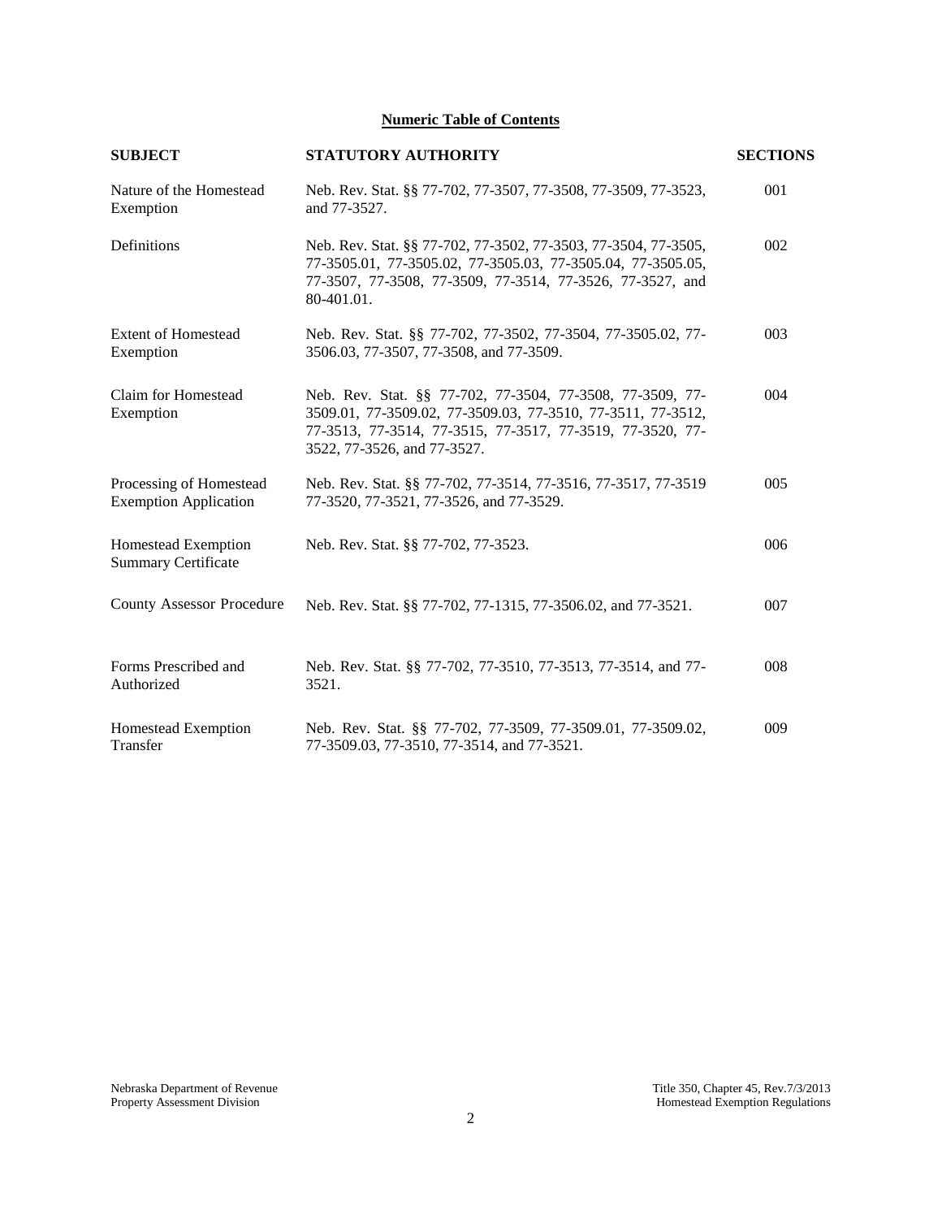## Numeric Table of Contents

| SUBJECT | STATUTORY AUTHORITY | SECTIONS |
|---|---|---|
| Nature of the Homestead Exemption | Neb. Rev. Stat. §§ 77-702, 77-3507, 77-3508, 77-3509, 77-3523, and 77-3527. | 001 |
| Definitions | Neb. Rev. Stat. §§ 77-702, 77-3502, 77-3503, 77-3504, 77-3505, 77-3505.01, 77-3505.02, 77-3505.03, 77-3505.04, 77-3505.05, 77-3507, 77-3508, 77-3509, 77-3514, 77-3526, 77-3527, and 80-401.01. | 002 |
| Extent of Homestead Exemption | Neb. Rev. Stat. §§ 77-702, 77-3502, 77-3504, 77-3505.02, 77-3506.03, 77-3507, 77-3508, and 77-3509. | 003 |
| Claim for Homestead Exemption | Neb. Rev. Stat. §§ 77-702, 77-3504, 77-3508, 77-3509, 77-3509.01, 77-3509.02, 77-3509.03, 77-3510, 77-3511, 77-3512, 77-3513, 77-3514, 77-3515, 77-3517, 77-3519, 77-3520, 77-3522, 77-3526, and 77-3527. | 004 |
| Processing of Homestead Exemption Application | Neb. Rev. Stat. §§ 77-702, 77-3514, 77-3516, 77-3517, 77-3519 77-3520, 77-3521, 77-3526, and 77-3529. | 005 |
| Homestead Exemption Summary Certificate | Neb. Rev. Stat. §§ 77-702, 77-3523. | 006 |
| County Assessor Procedure | Neb. Rev. Stat. §§ 77-702, 77-1315, 77-3506.02, and 77-3521. | 007 |
| Forms Prescribed and Authorized | Neb. Rev. Stat. §§ 77-702, 77-3510, 77-3513, 77-3514, and 77-3521. | 008 |
| Homestead Exemption Transfer | Neb. Rev. Stat. §§ 77-702, 77-3509, 77-3509.01, 77-3509.02, 77-3509.03, 77-3510, 77-3514, and 77-3521. | 009 |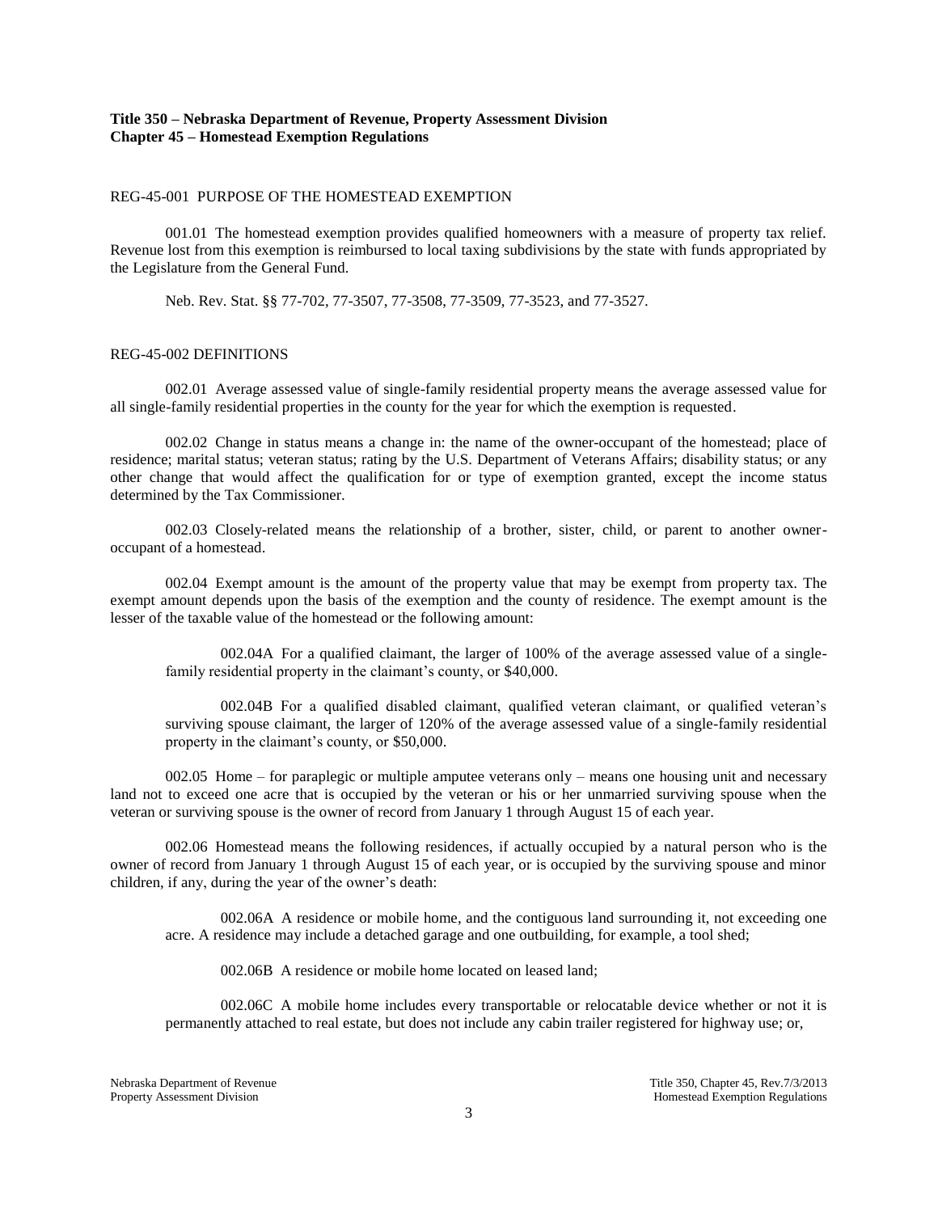**Title 350 – Nebraska Department of Revenue, Property Assessment Division**
**Chapter 45 – Homestead Exemption Regulations**

REG-45-001 PURPOSE OF THE HOMESTEAD EXEMPTION

001.01 The homestead exemption provides qualified homeowners with a measure of property tax relief. Revenue lost from this exemption is reimbursed to local taxing subdivisions by the state with funds appropriated by the Legislature from the General Fund.

Neb. Rev. Stat. §§ 77-702, 77-3507, 77-3508, 77-3509, 77-3523, and 77-3527.

REG-45-002 DEFINITIONS

002.01 Average assessed value of single-family residential property means the average assessed value for all single-family residential properties in the county for the year for which the exemption is requested.

002.02 Change in status means a change in: the name of the owner-occupant of the homestead; place of residence; marital status; veteran status; rating by the U.S. Department of Veterans Affairs; disability status; or any other change that would affect the qualification for or type of exemption granted, except the income status determined by the Tax Commissioner.

002.03 Closely-related means the relationship of a brother, sister, child, or parent to another owner-occupant of a homestead.

002.04 Exempt amount is the amount of the property value that may be exempt from property tax. The exempt amount depends upon the basis of the exemption and the county of residence. The exempt amount is the lesser of the taxable value of the homestead or the following amount:

002.04A For a qualified claimant, the larger of 100% of the average assessed value of a single-family residential property in the claimant's county, or $40,000.

002.04B For a qualified disabled claimant, qualified veteran claimant, or qualified veteran's surviving spouse claimant, the larger of 120% of the average assessed value of a single-family residential property in the claimant's county, or $50,000.

002.05 Home – for paraplegic or multiple amputee veterans only – means one housing unit and necessary land not to exceed one acre that is occupied by the veteran or his or her unmarried surviving spouse when the veteran or surviving spouse is the owner of record from January 1 through August 15 of each year.

002.06 Homestead means the following residences, if actually occupied by a natural person who is the owner of record from January 1 through August 15 of each year, or is occupied by the surviving spouse and minor children, if any, during the year of the owner's death:

002.06A A residence or mobile home, and the contiguous land surrounding it, not exceeding one acre. A residence may include a detached garage and one outbuilding, for example, a tool shed;

002.06B A residence or mobile home located on leased land;

002.06C A mobile home includes every transportable or relocatable device whether or not it is permanently attached to real estate, but does not include any cabin trailer registered for highway use; or,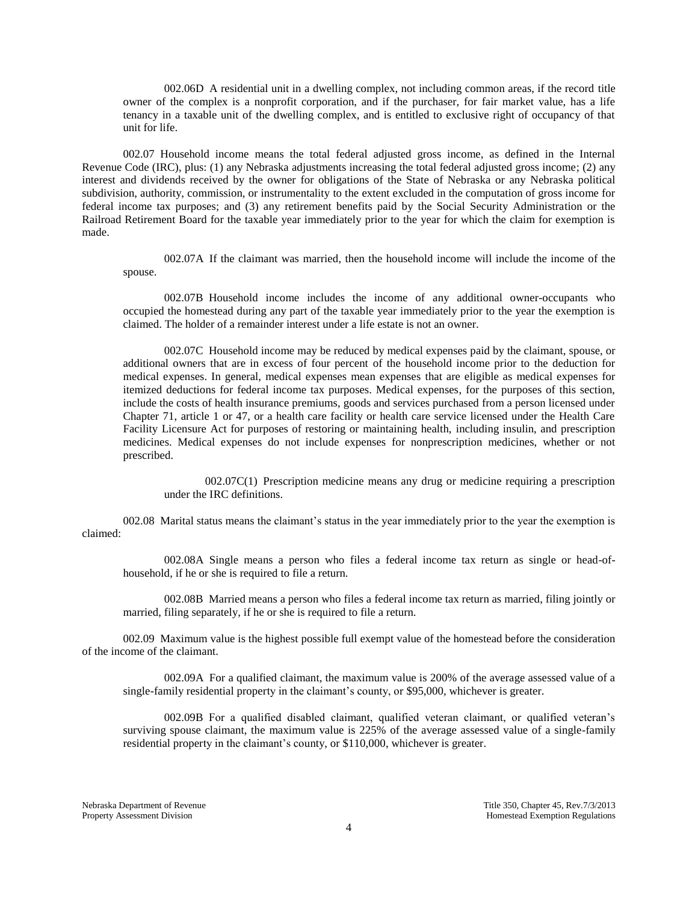002.06D A residential unit in a dwelling complex, not including common areas, if the record title owner of the complex is a nonprofit corporation, and if the purchaser, for fair market value, has a life tenancy in a taxable unit of the dwelling complex, and is entitled to exclusive right of occupancy of that unit for life.

002.07 Household income means the total federal adjusted gross income, as defined in the Internal Revenue Code (IRC), plus: (1) any Nebraska adjustments increasing the total federal adjusted gross income; (2) any interest and dividends received by the owner for obligations of the State of Nebraska or any Nebraska political subdivision, authority, commission, or instrumentality to the extent excluded in the computation of gross income for federal income tax purposes; and (3) any retirement benefits paid by the Social Security Administration or the Railroad Retirement Board for the taxable year immediately prior to the year for which the claim for exemption is made.

002.07A If the claimant was married, then the household income will include the income of the spouse.

002.07B Household income includes the income of any additional owner-occupants who occupied the homestead during any part of the taxable year immediately prior to the year the exemption is claimed. The holder of a remainder interest under a life estate is not an owner.

002.07C Household income may be reduced by medical expenses paid by the claimant, spouse, or additional owners that are in excess of four percent of the household income prior to the deduction for medical expenses. In general, medical expenses mean expenses that are eligible as medical expenses for itemized deductions for federal income tax purposes. Medical expenses, for the purposes of this section, include the costs of health insurance premiums, goods and services purchased from a person licensed under Chapter 71, article 1 or 47, or a health care facility or health care service licensed under the Health Care Facility Licensure Act for purposes of restoring or maintaining health, including insulin, and prescription medicines. Medical expenses do not include expenses for nonprescription medicines, whether or not prescribed.

002.07C(1) Prescription medicine means any drug or medicine requiring a prescription under the IRC definitions.

002.08 Marital status means the claimant's status in the year immediately prior to the year the exemption is claimed:

002.08A Single means a person who files a federal income tax return as single or head-of-household, if he or she is required to file a return.

002.08B Married means a person who files a federal income tax return as married, filing jointly or married, filing separately, if he or she is required to file a return.

002.09 Maximum value is the highest possible full exempt value of the homestead before the consideration of the income of the claimant.

002.09A For a qualified claimant, the maximum value is 200% of the average assessed value of a single-family residential property in the claimant's county, or $95,000, whichever is greater.

002.09B For a qualified disabled claimant, qualified veteran claimant, or qualified veteran's surviving spouse claimant, the maximum value is 225% of the average assessed value of a single-family residential property in the claimant's county, or $110,000, whichever is greater.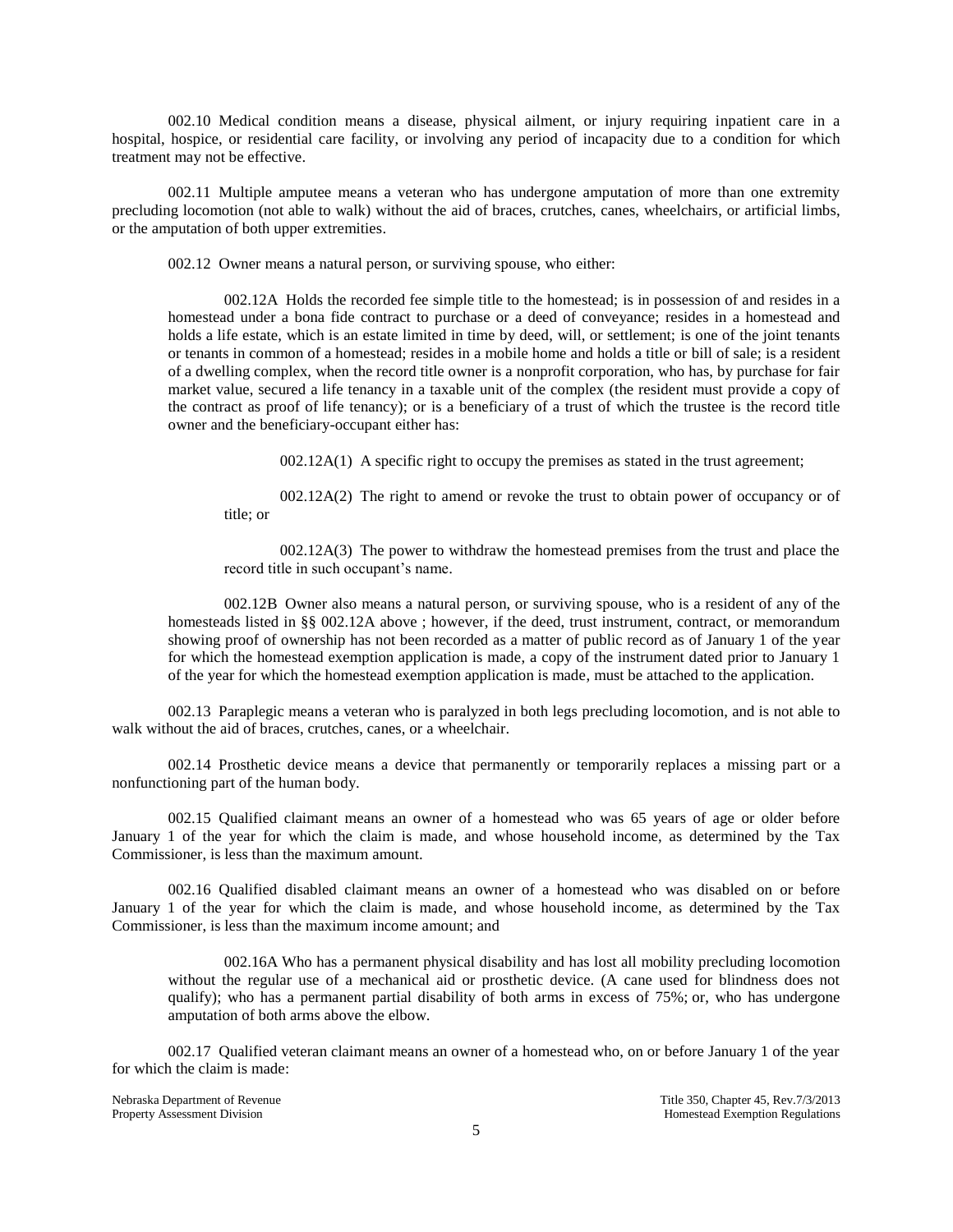002.10 Medical condition means a disease, physical ailment, or injury requiring inpatient care in a hospital, hospice, or residential care facility, or involving any period of incapacity due to a condition for which treatment may not be effective.

002.11 Multiple amputee means a veteran who has undergone amputation of more than one extremity precluding locomotion (not able to walk) without the aid of braces, crutches, canes, wheelchairs, or artificial limbs, or the amputation of both upper extremities.

002.12 Owner means a natural person, or surviving spouse, who either:

002.12A Holds the recorded fee simple title to the homestead; is in possession of and resides in a homestead under a bona fide contract to purchase or a deed of conveyance; resides in a homestead and holds a life estate, which is an estate limited in time by deed, will, or settlement; is one of the joint tenants or tenants in common of a homestead; resides in a mobile home and holds a title or bill of sale; is a resident of a dwelling complex, when the record title owner is a nonprofit corporation, who has, by purchase for fair market value, secured a life tenancy in a taxable unit of the complex (the resident must provide a copy of the contract as proof of life tenancy); or is a beneficiary of a trust of which the trustee is the record title owner and the beneficiary-occupant either has:

002.12A(1) A specific right to occupy the premises as stated in the trust agreement;

002.12A(2) The right to amend or revoke the trust to obtain power of occupancy or of title; or

002.12A(3) The power to withdraw the homestead premises from the trust and place the record title in such occupant's name.

002.12B Owner also means a natural person, or surviving spouse, who is a resident of any of the homesteads listed in §§ 002.12A above ; however, if the deed, trust instrument, contract, or memorandum showing proof of ownership has not been recorded as a matter of public record as of January 1 of the year for which the homestead exemption application is made, a copy of the instrument dated prior to January 1 of the year for which the homestead exemption application is made, must be attached to the application.

002.13 Paraplegic means a veteran who is paralyzed in both legs precluding locomotion, and is not able to walk without the aid of braces, crutches, canes, or a wheelchair.

002.14 Prosthetic device means a device that permanently or temporarily replaces a missing part or a nonfunctioning part of the human body.

002.15 Qualified claimant means an owner of a homestead who was 65 years of age or older before January 1 of the year for which the claim is made, and whose household income, as determined by the Tax Commissioner, is less than the maximum amount.

002.16 Qualified disabled claimant means an owner of a homestead who was disabled on or before January 1 of the year for which the claim is made, and whose household income, as determined by the Tax Commissioner, is less than the maximum income amount; and

002.16A Who has a permanent physical disability and has lost all mobility precluding locomotion without the regular use of a mechanical aid or prosthetic device. (A cane used for blindness does not qualify); who has a permanent partial disability of both arms in excess of 75%; or, who has undergone amputation of both arms above the elbow.

002.17 Qualified veteran claimant means an owner of a homestead who, on or before January 1 of the year for which the claim is made: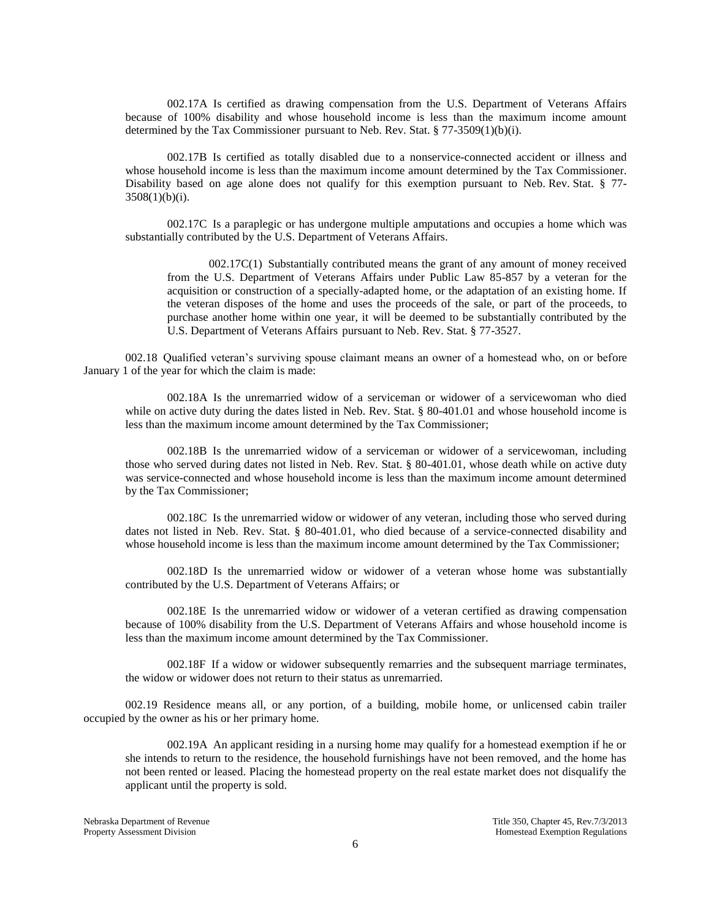002.17A Is certified as drawing compensation from the U.S. Department of Veterans Affairs because of 100% disability and whose household income is less than the maximum income amount determined by the Tax Commissioner pursuant to Neb. Rev. Stat. § 77-3509(1)(b)(i).

002.17B Is certified as totally disabled due to a nonservice-connected accident or illness and whose household income is less than the maximum income amount determined by the Tax Commissioner. Disability based on age alone does not qualify for this exemption pursuant to Neb. Rev. Stat. § 77-3508(1)(b)(i).

002.17C Is a paraplegic or has undergone multiple amputations and occupies a home which was substantially contributed by the U.S. Department of Veterans Affairs.

002.17C(1) Substantially contributed means the grant of any amount of money received from the U.S. Department of Veterans Affairs under Public Law 85-857 by a veteran for the acquisition or construction of a specially-adapted home, or the adaptation of an existing home. If the veteran disposes of the home and uses the proceeds of the sale, or part of the proceeds, to purchase another home within one year, it will be deemed to be substantially contributed by the U.S. Department of Veterans Affairs pursuant to Neb. Rev. Stat. § 77-3527.

002.18 Qualified veteran's surviving spouse claimant means an owner of a homestead who, on or before January 1 of the year for which the claim is made:

002.18A Is the unremarried widow of a serviceman or widower of a servicewoman who died while on active duty during the dates listed in Neb. Rev. Stat. § 80-401.01 and whose household income is less than the maximum income amount determined by the Tax Commissioner;

002.18B Is the unremarried widow of a serviceman or widower of a servicewoman, including those who served during dates not listed in Neb. Rev. Stat. § 80-401.01, whose death while on active duty was service-connected and whose household income is less than the maximum income amount determined by the Tax Commissioner;

002.18C Is the unremarried widow or widower of any veteran, including those who served during dates not listed in Neb. Rev. Stat. § 80-401.01, who died because of a service-connected disability and whose household income is less than the maximum income amount determined by the Tax Commissioner;

002.18D Is the unremarried widow or widower of a veteran whose home was substantially contributed by the U.S. Department of Veterans Affairs; or

002.18E Is the unremarried widow or widower of a veteran certified as drawing compensation because of 100% disability from the U.S. Department of Veterans Affairs and whose household income is less than the maximum income amount determined by the Tax Commissioner.

002.18F If a widow or widower subsequently remarries and the subsequent marriage terminates, the widow or widower does not return to their status as unremarried.

002.19 Residence means all, or any portion, of a building, mobile home, or unlicensed cabin trailer occupied by the owner as his or her primary home.

002.19A An applicant residing in a nursing home may qualify for a homestead exemption if he or she intends to return to the residence, the household furnishings have not been removed, and the home has not been rented or leased. Placing the homestead property on the real estate market does not disqualify the applicant until the property is sold.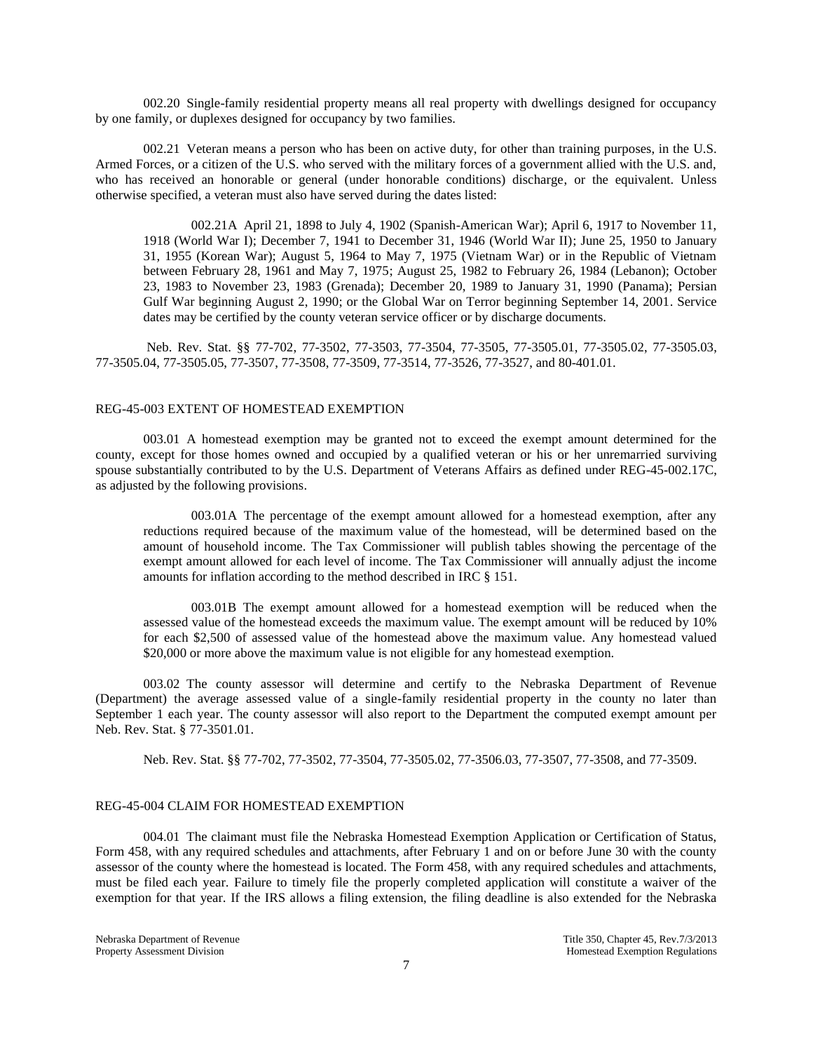002.20 Single-family residential property means all real property with dwellings designed for occupancy by one family, or duplexes designed for occupancy by two families.

002.21 Veteran means a person who has been on active duty, for other than training purposes, in the U.S. Armed Forces, or a citizen of the U.S. who served with the military forces of a government allied with the U.S. and, who has received an honorable or general (under honorable conditions) discharge, or the equivalent. Unless otherwise specified, a veteran must also have served during the dates listed:

002.21A April 21, 1898 to July 4, 1902 (Spanish-American War); April 6, 1917 to November 11, 1918 (World War I); December 7, 1941 to December 31, 1946 (World War II); June 25, 1950 to January 31, 1955 (Korean War); August 5, 1964 to May 7, 1975 (Vietnam War) or in the Republic of Vietnam between February 28, 1961 and May 7, 1975; August 25, 1982 to February 26, 1984 (Lebanon); October 23, 1983 to November 23, 1983 (Grenada); December 20, 1989 to January 31, 1990 (Panama); Persian Gulf War beginning August 2, 1990; or the Global War on Terror beginning September 14, 2001. Service dates may be certified by the county veteran service officer or by discharge documents.

Neb. Rev. Stat. §§ 77-702, 77-3502, 77-3503, 77-3504, 77-3505, 77-3505.01, 77-3505.02, 77-3505.03, 77-3505.04, 77-3505.05, 77-3507, 77-3508, 77-3509, 77-3514, 77-3526, 77-3527, and 80-401.01.

## REG-45-003 EXTENT OF HOMESTEAD EXEMPTION

003.01 A homestead exemption may be granted not to exceed the exempt amount determined for the county, except for those homes owned and occupied by a qualified veteran or his or her unremarried surviving spouse substantially contributed to by the U.S. Department of Veterans Affairs as defined under REG-45-002.17C, as adjusted by the following provisions.

003.01A The percentage of the exempt amount allowed for a homestead exemption, after any reductions required because of the maximum value of the homestead, will be determined based on the amount of household income. The Tax Commissioner will publish tables showing the percentage of the exempt amount allowed for each level of income. The Tax Commissioner will annually adjust the income amounts for inflation according to the method described in IRC § 151.

003.01B The exempt amount allowed for a homestead exemption will be reduced when the assessed value of the homestead exceeds the maximum value. The exempt amount will be reduced by 10% for each $2,500 of assessed value of the homestead above the maximum value. Any homestead valued $20,000 or more above the maximum value is not eligible for any homestead exemption.

003.02 The county assessor will determine and certify to the Nebraska Department of Revenue (Department) the average assessed value of a single-family residential property in the county no later than September 1 each year. The county assessor will also report to the Department the computed exempt amount per Neb. Rev. Stat. § 77-3501.01.

Neb. Rev. Stat. §§ 77-702, 77-3502, 77-3504, 77-3505.02, 77-3506.03, 77-3507, 77-3508, and 77-3509.

## REG-45-004 CLAIM FOR HOMESTEAD EXEMPTION

004.01 The claimant must file the Nebraska Homestead Exemption Application or Certification of Status, Form 458, with any required schedules and attachments, after February 1 and on or before June 30 with the county assessor of the county where the homestead is located. The Form 458, with any required schedules and attachments, must be filed each year. Failure to timely file the properly completed application will constitute a waiver of the exemption for that year. If the IRS allows a filing extension, the filing deadline is also extended for the Nebraska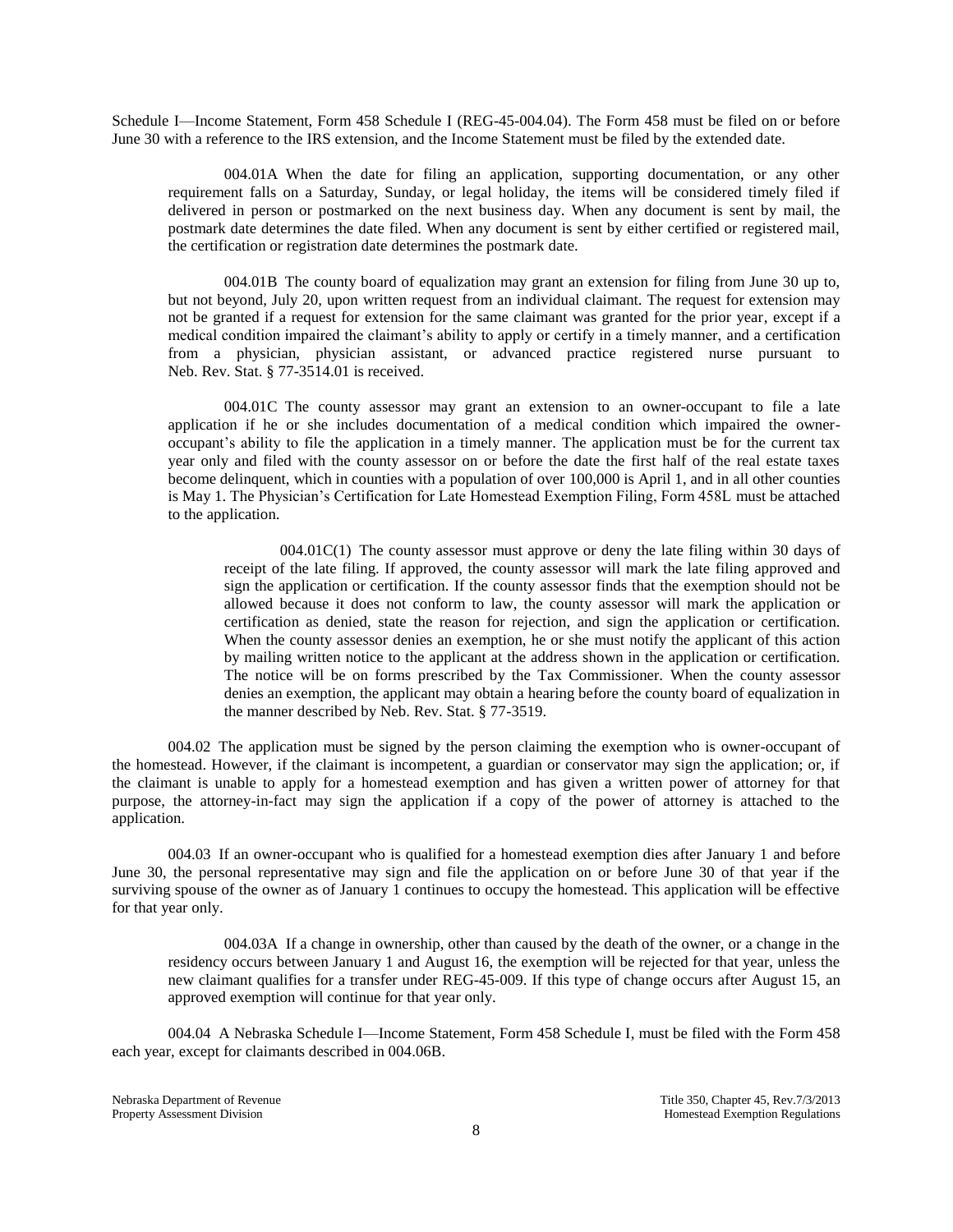Schedule I—Income Statement, Form 458 Schedule I (REG-45-004.04). The Form 458 must be filed on or before June 30 with a reference to the IRS extension, and the Income Statement must be filed by the extended date.

004.01A When the date for filing an application, supporting documentation, or any other requirement falls on a Saturday, Sunday, or legal holiday, the items will be considered timely filed if delivered in person or postmarked on the next business day. When any document is sent by mail, the postmark date determines the date filed. When any document is sent by either certified or registered mail, the certification or registration date determines the postmark date.

004.01B The county board of equalization may grant an extension for filing from June 30 up to, but not beyond, July 20, upon written request from an individual claimant. The request for extension may not be granted if a request for extension for the same claimant was granted for the prior year, except if a medical condition impaired the claimant's ability to apply or certify in a timely manner, and a certification from a physician, physician assistant, or advanced practice registered nurse pursuant to Neb. Rev. Stat. § 77-3514.01 is received.

004.01C The county assessor may grant an extension to an owner-occupant to file a late application if he or she includes documentation of a medical condition which impaired the owner-occupant's ability to file the application in a timely manner. The application must be for the current tax year only and filed with the county assessor on or before the date the first half of the real estate taxes become delinquent, which in counties with a population of over 100,000 is April 1, and in all other counties is May 1. The Physician's Certification for Late Homestead Exemption Filing, Form 458L must be attached to the application.

004.01C(1) The county assessor must approve or deny the late filing within 30 days of receipt of the late filing. If approved, the county assessor will mark the late filing approved and sign the application or certification. If the county assessor finds that the exemption should not be allowed because it does not conform to law, the county assessor will mark the application or certification as denied, state the reason for rejection, and sign the application or certification. When the county assessor denies an exemption, he or she must notify the applicant of this action by mailing written notice to the applicant at the address shown in the application or certification. The notice will be on forms prescribed by the Tax Commissioner. When the county assessor denies an exemption, the applicant may obtain a hearing before the county board of equalization in the manner described by Neb. Rev. Stat. § 77-3519.

004.02 The application must be signed by the person claiming the exemption who is owner-occupant of the homestead. However, if the claimant is incompetent, a guardian or conservator may sign the application; or, if the claimant is unable to apply for a homestead exemption and has given a written power of attorney for that purpose, the attorney-in-fact may sign the application if a copy of the power of attorney is attached to the application.

004.03 If an owner-occupant who is qualified for a homestead exemption dies after January 1 and before June 30, the personal representative may sign and file the application on or before June 30 of that year if the surviving spouse of the owner as of January 1 continues to occupy the homestead. This application will be effective for that year only.

004.03A If a change in ownership, other than caused by the death of the owner, or a change in the residency occurs between January 1 and August 16, the exemption will be rejected for that year, unless the new claimant qualifies for a transfer under REG-45-009. If this type of change occurs after August 15, an approved exemption will continue for that year only.

004.04 A Nebraska Schedule I—Income Statement, Form 458 Schedule I, must be filed with the Form 458 each year, except for claimants described in 004.06B.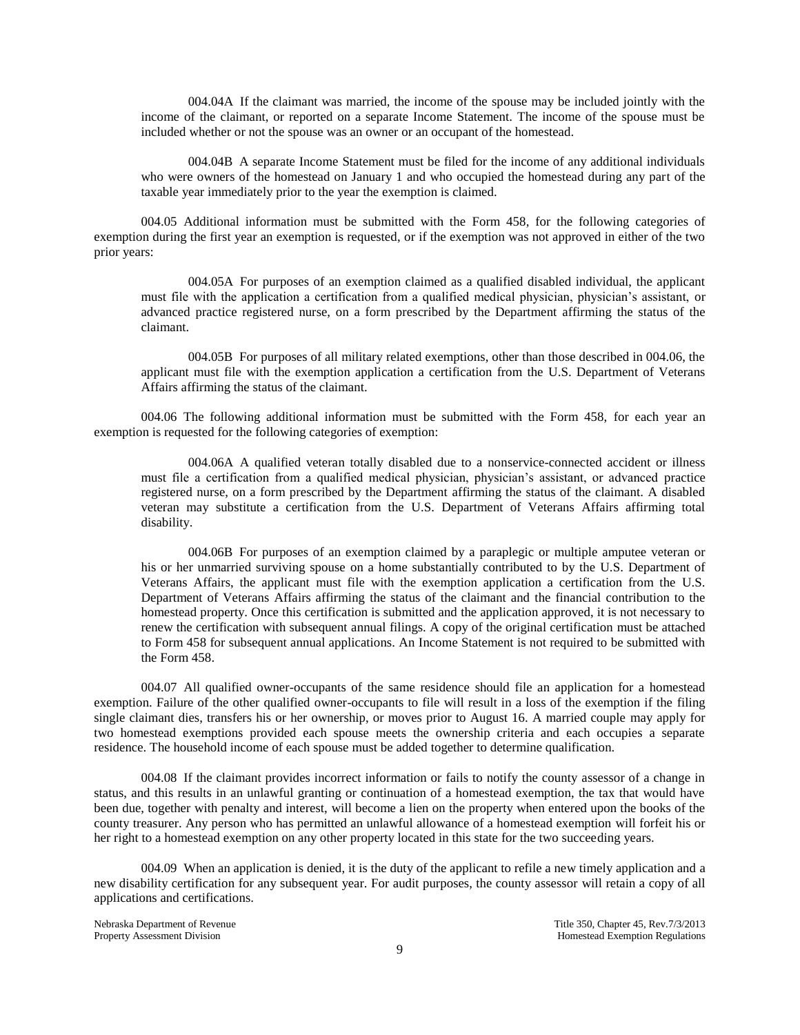004.04A If the claimant was married, the income of the spouse may be included jointly with the income of the claimant, or reported on a separate Income Statement. The income of the spouse must be included whether or not the spouse was an owner or an occupant of the homestead.

004.04B A separate Income Statement must be filed for the income of any additional individuals who were owners of the homestead on January 1 and who occupied the homestead during any part of the taxable year immediately prior to the year the exemption is claimed.

004.05 Additional information must be submitted with the Form 458, for the following categories of exemption during the first year an exemption is requested, or if the exemption was not approved in either of the two prior years:

004.05A For purposes of an exemption claimed as a qualified disabled individual, the applicant must file with the application a certification from a qualified medical physician, physician's assistant, or advanced practice registered nurse, on a form prescribed by the Department affirming the status of the claimant.

004.05B For purposes of all military related exemptions, other than those described in 004.06, the applicant must file with the exemption application a certification from the U.S. Department of Veterans Affairs affirming the status of the claimant.

004.06 The following additional information must be submitted with the Form 458, for each year an exemption is requested for the following categories of exemption:

004.06A A qualified veteran totally disabled due to a nonservice-connected accident or illness must file a certification from a qualified medical physician, physician's assistant, or advanced practice registered nurse, on a form prescribed by the Department affirming the status of the claimant. A disabled veteran may substitute a certification from the U.S. Department of Veterans Affairs affirming total disability.

004.06B For purposes of an exemption claimed by a paraplegic or multiple amputee veteran or his or her unmarried surviving spouse on a home substantially contributed to by the U.S. Department of Veterans Affairs, the applicant must file with the exemption application a certification from the U.S. Department of Veterans Affairs affirming the status of the claimant and the financial contribution to the homestead property. Once this certification is submitted and the application approved, it is not necessary to renew the certification with subsequent annual filings. A copy of the original certification must be attached to Form 458 for subsequent annual applications. An Income Statement is not required to be submitted with the Form 458.

004.07 All qualified owner-occupants of the same residence should file an application for a homestead exemption. Failure of the other qualified owner-occupants to file will result in a loss of the exemption if the filing single claimant dies, transfers his or her ownership, or moves prior to August 16. A married couple may apply for two homestead exemptions provided each spouse meets the ownership criteria and each occupies a separate residence. The household income of each spouse must be added together to determine qualification.

004.08 If the claimant provides incorrect information or fails to notify the county assessor of a change in status, and this results in an unlawful granting or continuation of a homestead exemption, the tax that would have been due, together with penalty and interest, will become a lien on the property when entered upon the books of the county treasurer. Any person who has permitted an unlawful allowance of a homestead exemption will forfeit his or her right to a homestead exemption on any other property located in this state for the two succeeding years.

004.09 When an application is denied, it is the duty of the applicant to refile a new timely application and a new disability certification for any subsequent year. For audit purposes, the county assessor will retain a copy of all applications and certifications.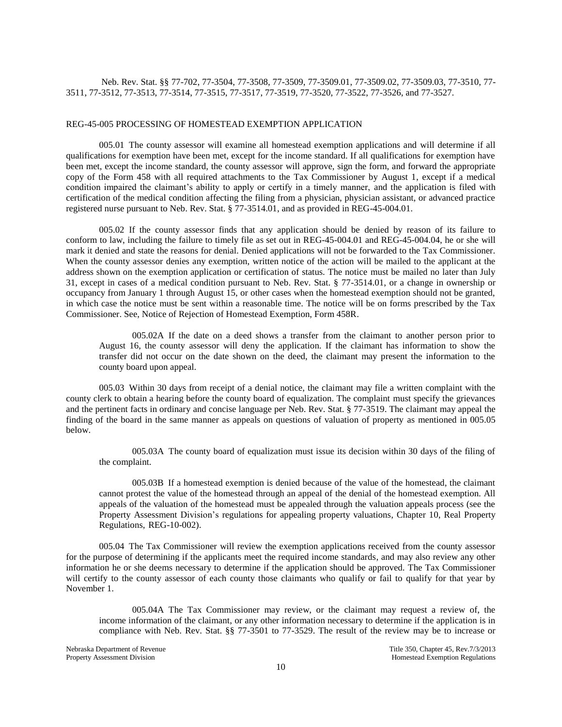Neb. Rev. Stat. §§ 77-702, 77-3504, 77-3508, 77-3509, 77-3509.01, 77-3509.02, 77-3509.03, 77-3510, 77-3511, 77-3512, 77-3513, 77-3514, 77-3515, 77-3517, 77-3519, 77-3520, 77-3522, 77-3526, and 77-3527.

## REG-45-005 PROCESSING OF HOMESTEAD EXEMPTION APPLICATION

005.01 The county assessor will examine all homestead exemption applications and will determine if all qualifications for exemption have been met, except for the income standard. If all qualifications for exemption have been met, except the income standard, the county assessor will approve, sign the form, and forward the appropriate copy of the Form 458 with all required attachments to the Tax Commissioner by August 1, except if a medical condition impaired the claimant's ability to apply or certify in a timely manner, and the application is filed with certification of the medical condition affecting the filing from a physician, physician assistant, or advanced practice registered nurse pursuant to Neb. Rev. Stat. § 77-3514.01, and as provided in REG-45-004.01.

005.02 If the county assessor finds that any application should be denied by reason of its failure to conform to law, including the failure to timely file as set out in REG-45-004.01 and REG-45-004.04, he or she will mark it denied and state the reasons for denial. Denied applications will not be forwarded to the Tax Commissioner. When the county assessor denies any exemption, written notice of the action will be mailed to the applicant at the address shown on the exemption application or certification of status. The notice must be mailed no later than July 31, except in cases of a medical condition pursuant to Neb. Rev. Stat. § 77-3514.01, or a change in ownership or occupancy from January 1 through August 15, or other cases when the homestead exemption should not be granted, in which case the notice must be sent within a reasonable time. The notice will be on forms prescribed by the Tax Commissioner. See, Notice of Rejection of Homestead Exemption, Form 458R.

005.02A If the date on a deed shows a transfer from the claimant to another person prior to August 16, the county assessor will deny the application. If the claimant has information to show the transfer did not occur on the date shown on the deed, the claimant may present the information to the county board upon appeal.

005.03 Within 30 days from receipt of a denial notice, the claimant may file a written complaint with the county clerk to obtain a hearing before the county board of equalization. The complaint must specify the grievances and the pertinent facts in ordinary and concise language per Neb. Rev. Stat. § 77-3519. The claimant may appeal the finding of the board in the same manner as appeals on questions of valuation of property as mentioned in 005.05 below.

005.03A The county board of equalization must issue its decision within 30 days of the filing of the complaint.

005.03B If a homestead exemption is denied because of the value of the homestead, the claimant cannot protest the value of the homestead through an appeal of the denial of the homestead exemption. All appeals of the valuation of the homestead must be appealed through the valuation appeals process (see the Property Assessment Division's regulations for appealing property valuations, Chapter 10, Real Property Regulations, REG-10-002).

005.04 The Tax Commissioner will review the exemption applications received from the county assessor for the purpose of determining if the applicants meet the required income standards, and may also review any other information he or she deems necessary to determine if the application should be approved. The Tax Commissioner will certify to the county assessor of each county those claimants who qualify or fail to qualify for that year by November 1.

005.04A The Tax Commissioner may review, or the claimant may request a review of, the income information of the claimant, or any other information necessary to determine if the application is in compliance with Neb. Rev. Stat. §§ 77-3501 to 77-3529. The result of the review may be to increase or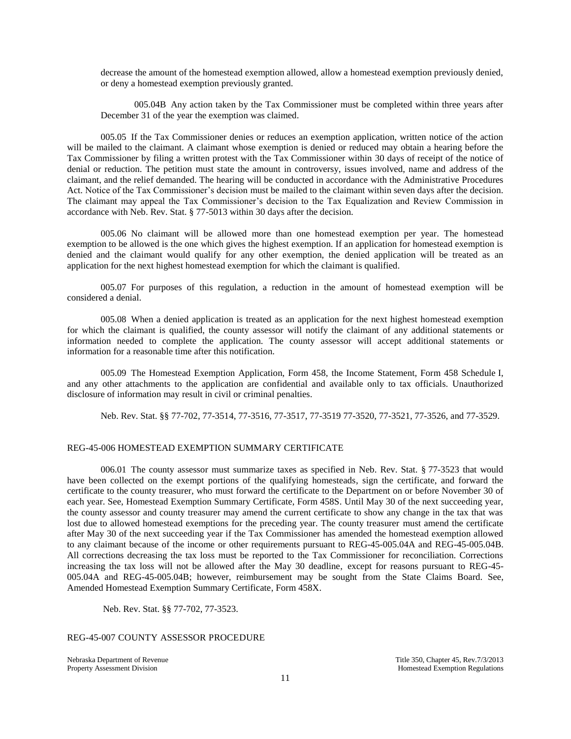decrease the amount of the homestead exemption allowed, allow a homestead exemption previously denied, or deny a homestead exemption previously granted.

005.04B Any action taken by the Tax Commissioner must be completed within three years after December 31 of the year the exemption was claimed.

005.05 If the Tax Commissioner denies or reduces an exemption application, written notice of the action will be mailed to the claimant. A claimant whose exemption is denied or reduced may obtain a hearing before the Tax Commissioner by filing a written protest with the Tax Commissioner within 30 days of receipt of the notice of denial or reduction. The petition must state the amount in controversy, issues involved, name and address of the claimant, and the relief demanded. The hearing will be conducted in accordance with the Administrative Procedures Act. Notice of the Tax Commissioner's decision must be mailed to the claimant within seven days after the decision. The claimant may appeal the Tax Commissioner's decision to the Tax Equalization and Review Commission in accordance with Neb. Rev. Stat. § 77-5013 within 30 days after the decision.

005.06 No claimant will be allowed more than one homestead exemption per year. The homestead exemption to be allowed is the one which gives the highest exemption. If an application for homestead exemption is denied and the claimant would qualify for any other exemption, the denied application will be treated as an application for the next highest homestead exemption for which the claimant is qualified.

005.07 For purposes of this regulation, a reduction in the amount of homestead exemption will be considered a denial.

005.08 When a denied application is treated as an application for the next highest homestead exemption for which the claimant is qualified, the county assessor will notify the claimant of any additional statements or information needed to complete the application. The county assessor will accept additional statements or information for a reasonable time after this notification.

005.09 The Homestead Exemption Application, Form 458, the Income Statement, Form 458 Schedule I, and any other attachments to the application are confidential and available only to tax officials. Unauthorized disclosure of information may result in civil or criminal penalties.

Neb. Rev. Stat. §§ 77-702, 77-3514, 77-3516, 77-3517, 77-3519 77-3520, 77-3521, 77-3526, and 77-3529.

## REG-45-006 HOMESTEAD EXEMPTION SUMMARY CERTIFICATE

006.01 The county assessor must summarize taxes as specified in Neb. Rev. Stat. § 77-3523 that would have been collected on the exempt portions of the qualifying homesteads, sign the certificate, and forward the certificate to the county treasurer, who must forward the certificate to the Department on or before November 30 of each year. See, Homestead Exemption Summary Certificate, Form 458S. Until May 30 of the next succeeding year, the county assessor and county treasurer may amend the current certificate to show any change in the tax that was lost due to allowed homestead exemptions for the preceding year. The county treasurer must amend the certificate after May 30 of the next succeeding year if the Tax Commissioner has amended the homestead exemption allowed to any claimant because of the income or other requirements pursuant to REG-45-005.04A and REG-45-005.04B. All corrections decreasing the tax loss must be reported to the Tax Commissioner for reconciliation. Corrections increasing the tax loss will not be allowed after the May 30 deadline, except for reasons pursuant to REG-45-005.04A and REG-45-005.04B; however, reimbursement may be sought from the State Claims Board. See, Amended Homestead Exemption Summary Certificate, Form 458X.

Neb. Rev. Stat. §§ 77-702, 77-3523.

## REG-45-007 COUNTY ASSESSOR PROCEDURE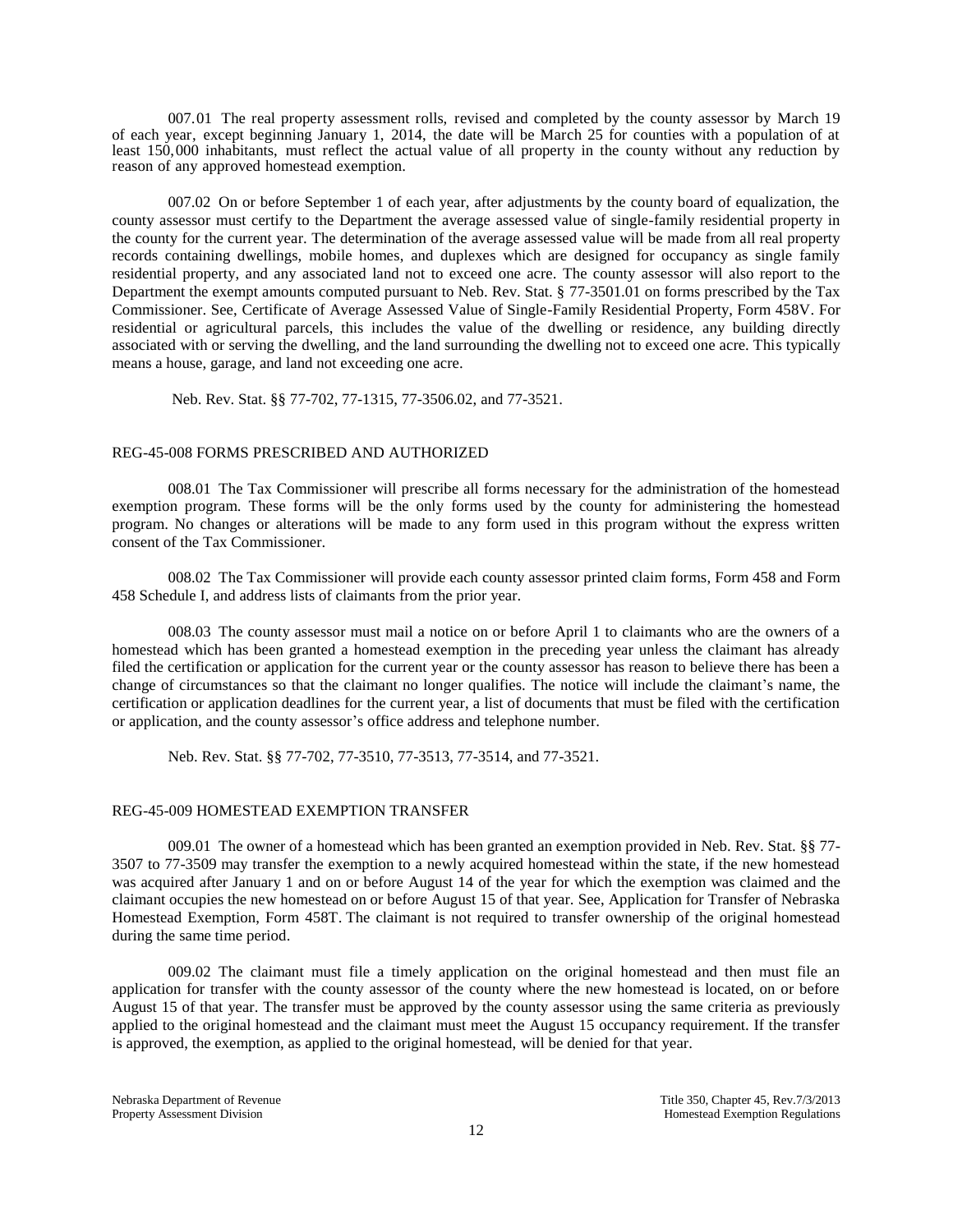007.01 The real property assessment rolls, revised and completed by the county assessor by March 19 of each year, except beginning January 1, 2014, the date will be March 25 for counties with a population of at least 150,000 inhabitants, must reflect the actual value of all property in the county without any reduction by reason of any approved homestead exemption.

007.02 On or before September 1 of each year, after adjustments by the county board of equalization, the county assessor must certify to the Department the average assessed value of single-family residential property in the county for the current year. The determination of the average assessed value will be made from all real property records containing dwellings, mobile homes, and duplexes which are designed for occupancy as single family residential property, and any associated land not to exceed one acre. The county assessor will also report to the Department the exempt amounts computed pursuant to Neb. Rev. Stat. § 77-3501.01 on forms prescribed by the Tax Commissioner. See, Certificate of Average Assessed Value of Single-Family Residential Property, Form 458V. For residential or agricultural parcels, this includes the value of the dwelling or residence, any building directly associated with or serving the dwelling, and the land surrounding the dwelling not to exceed one acre. This typically means a house, garage, and land not exceeding one acre.

Neb. Rev. Stat. §§ 77-702, 77-1315, 77-3506.02, and 77-3521.

## REG-45-008 FORMS PRESCRIBED AND AUTHORIZED

008.01 The Tax Commissioner will prescribe all forms necessary for the administration of the homestead exemption program. These forms will be the only forms used by the county for administering the homestead program. No changes or alterations will be made to any form used in this program without the express written consent of the Tax Commissioner.

008.02 The Tax Commissioner will provide each county assessor printed claim forms, Form 458 and Form 458 Schedule I, and address lists of claimants from the prior year.

008.03 The county assessor must mail a notice on or before April 1 to claimants who are the owners of a homestead which has been granted a homestead exemption in the preceding year unless the claimant has already filed the certification or application for the current year or the county assessor has reason to believe there has been a change of circumstances so that the claimant no longer qualifies. The notice will include the claimant's name, the certification or application deadlines for the current year, a list of documents that must be filed with the certification or application, and the county assessor's office address and telephone number.

Neb. Rev. Stat. §§ 77-702, 77-3510, 77-3513, 77-3514, and 77-3521.

## REG-45-009 HOMESTEAD EXEMPTION TRANSFER

009.01 The owner of a homestead which has been granted an exemption provided in Neb. Rev. Stat. §§ 77-3507 to 77-3509 may transfer the exemption to a newly acquired homestead within the state, if the new homestead was acquired after January 1 and on or before August 14 of the year for which the exemption was claimed and the claimant occupies the new homestead on or before August 15 of that year. See, Application for Transfer of Nebraska Homestead Exemption, Form 458T. The claimant is not required to transfer ownership of the original homestead during the same time period.

009.02 The claimant must file a timely application on the original homestead and then must file an application for transfer with the county assessor of the county where the new homestead is located, on or before August 15 of that year. The transfer must be approved by the county assessor using the same criteria as previously applied to the original homestead and the claimant must meet the August 15 occupancy requirement. If the transfer is approved, the exemption, as applied to the original homestead, will be denied for that year.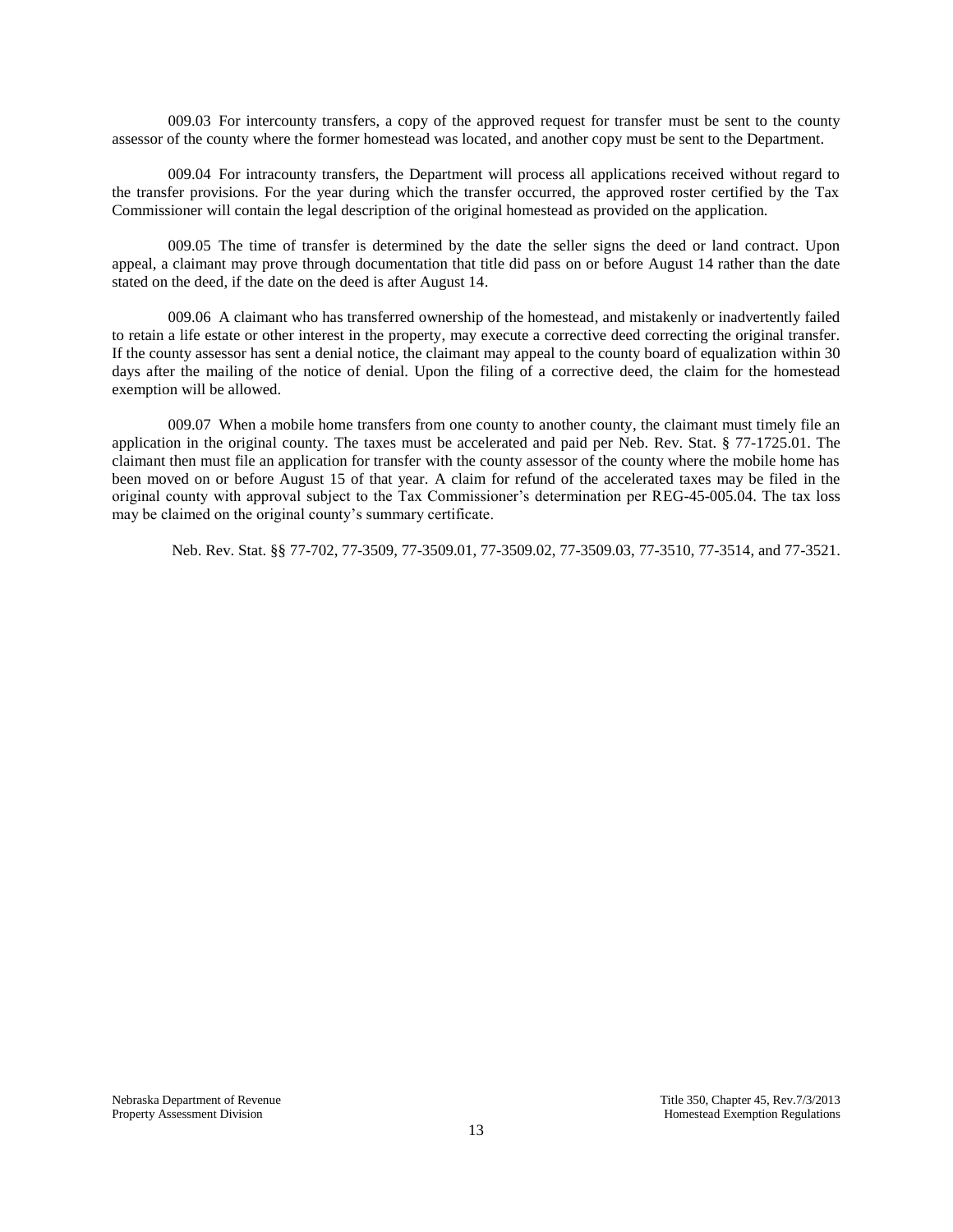009.03 For intercounty transfers, a copy of the approved request for transfer must be sent to the county assessor of the county where the former homestead was located, and another copy must be sent to the Department.

009.04 For intracounty transfers, the Department will process all applications received without regard to the transfer provisions. For the year during which the transfer occurred, the approved roster certified by the Tax Commissioner will contain the legal description of the original homestead as provided on the application.

009.05 The time of transfer is determined by the date the seller signs the deed or land contract. Upon appeal, a claimant may prove through documentation that title did pass on or before August 14 rather than the date stated on the deed, if the date on the deed is after August 14.

009.06 A claimant who has transferred ownership of the homestead, and mistakenly or inadvertently failed to retain a life estate or other interest in the property, may execute a corrective deed correcting the original transfer. If the county assessor has sent a denial notice, the claimant may appeal to the county board of equalization within 30 days after the mailing of the notice of denial. Upon the filing of a corrective deed, the claim for the homestead exemption will be allowed.

009.07 When a mobile home transfers from one county to another county, the claimant must timely file an application in the original county. The taxes must be accelerated and paid per Neb. Rev. Stat. § 77-1725.01. The claimant then must file an application for transfer with the county assessor of the county where the mobile home has been moved on or before August 15 of that year. A claim for refund of the accelerated taxes may be filed in the original county with approval subject to the Tax Commissioner's determination per REG-45-005.04. The tax loss may be claimed on the original county's summary certificate.

Neb. Rev. Stat. §§ 77-702, 77-3509, 77-3509.01, 77-3509.02, 77-3509.03, 77-3510, 77-3514, and 77-3521.